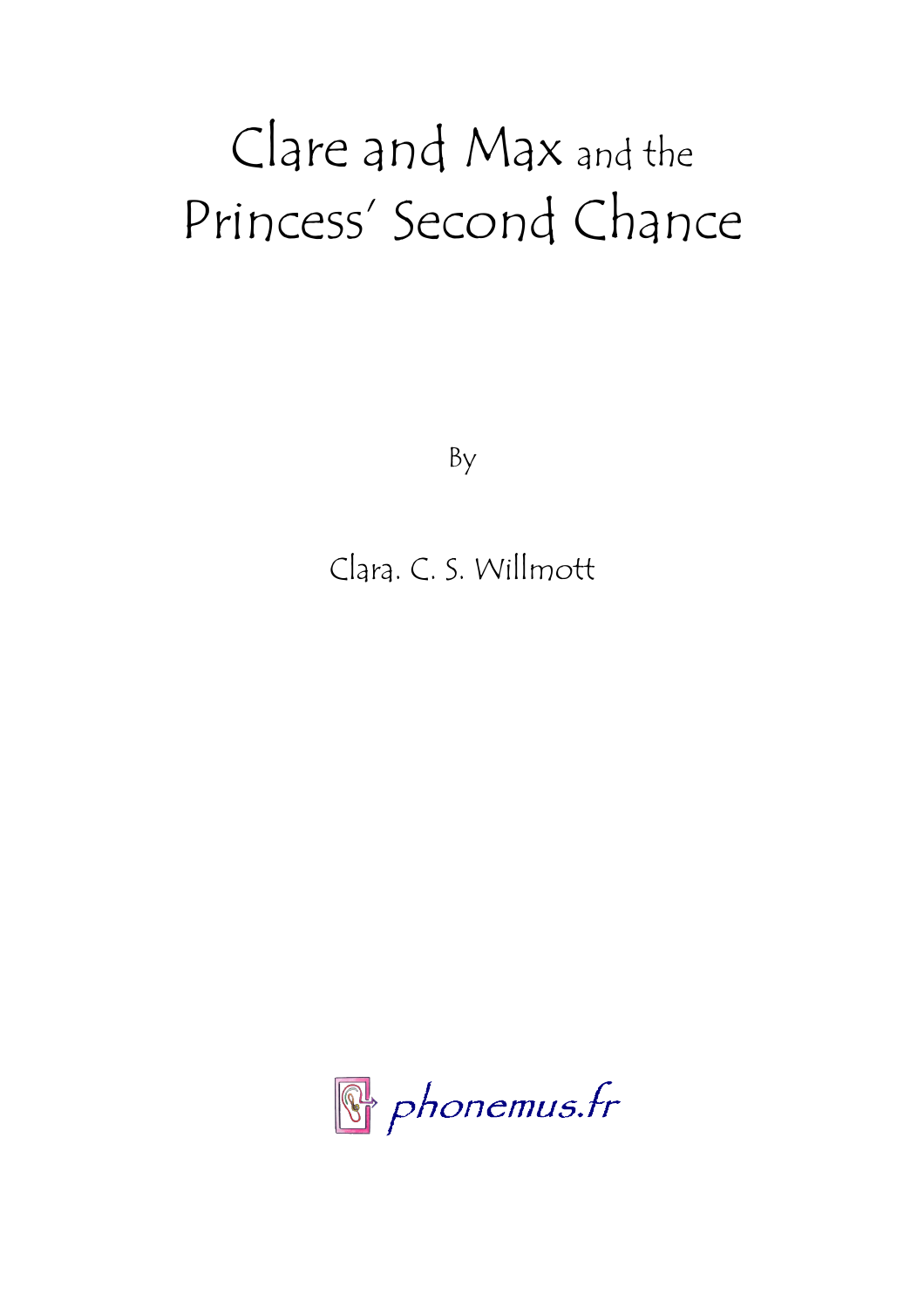# Clare and Max and the Princess' Second Chance

By

Clara. C. S. Willmott

phonemus.fr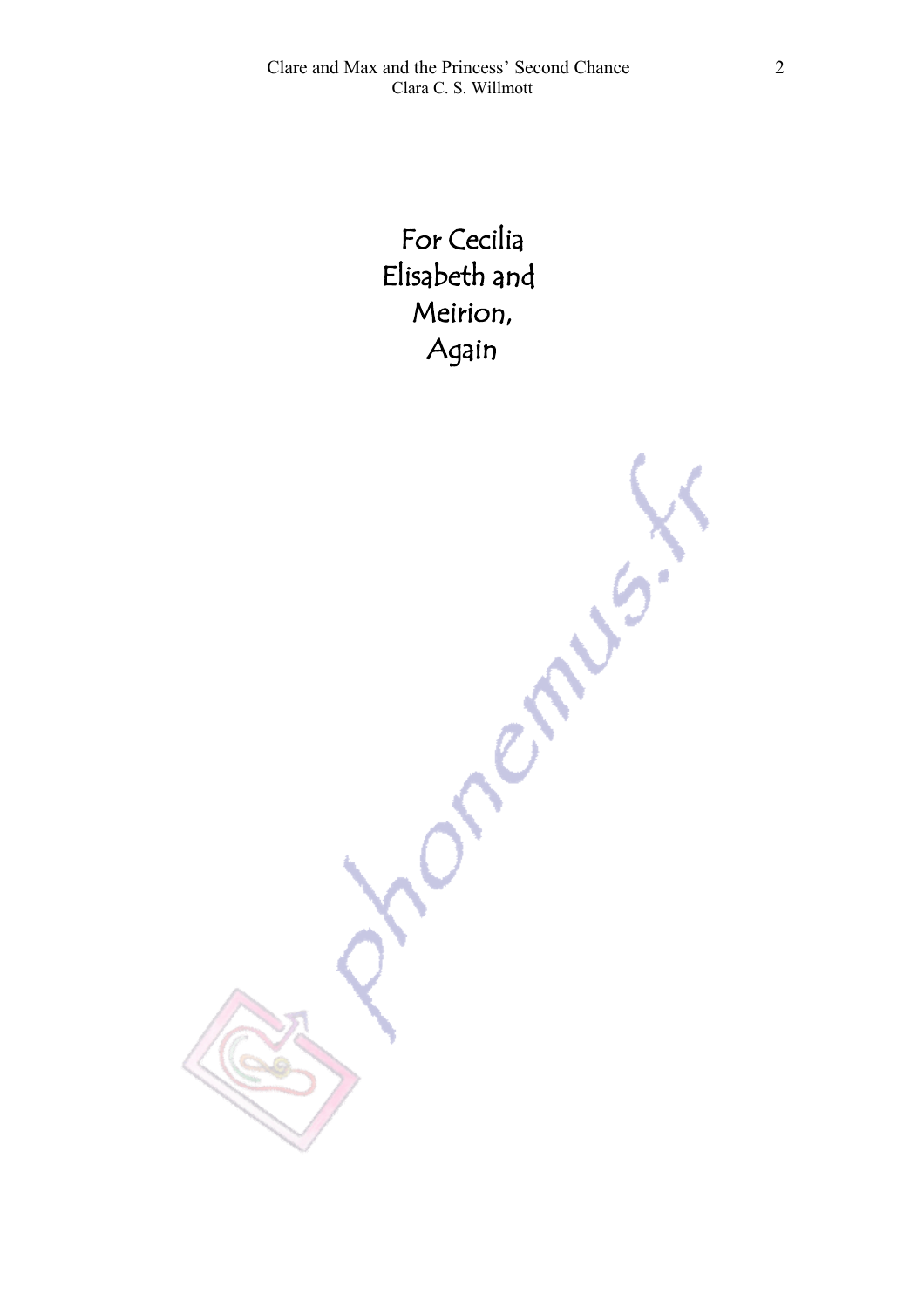For Cecilia
Elisabeth and
Meirion,
Again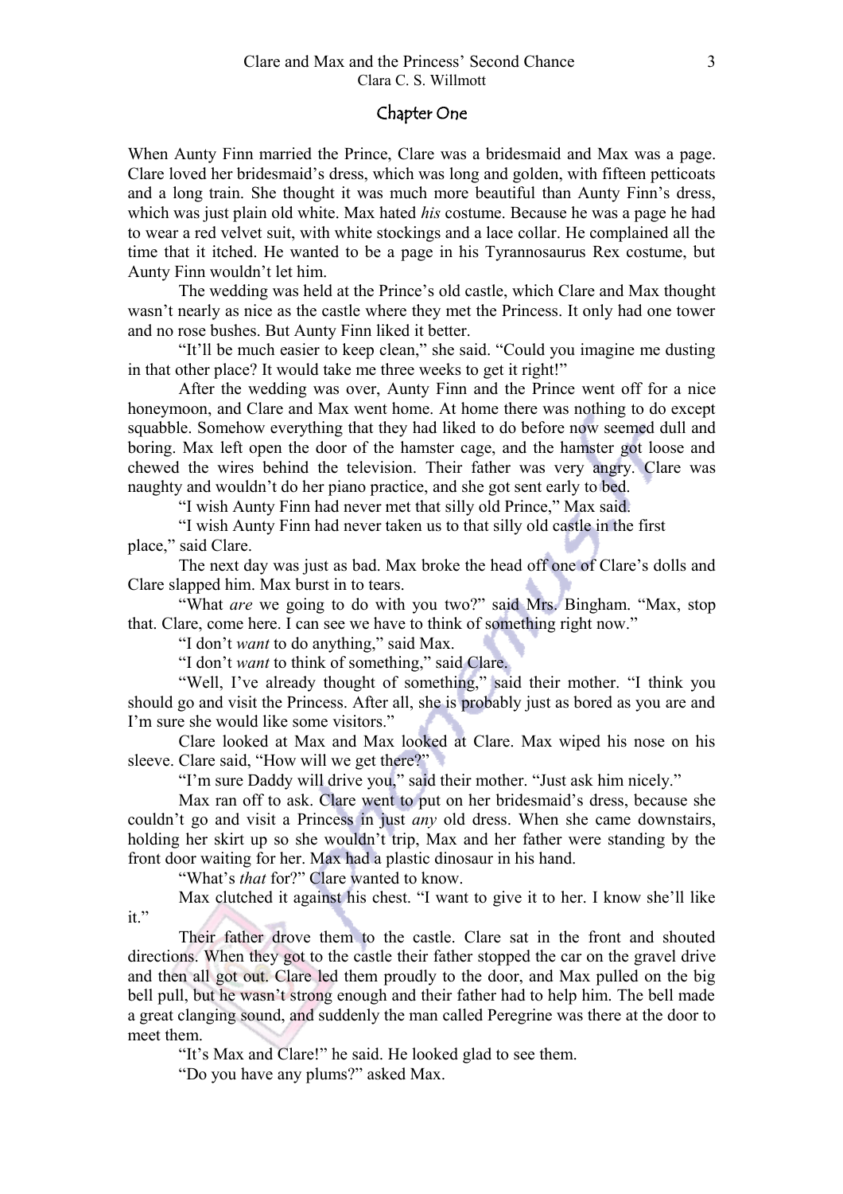## Chapter One

When Aunty Finn married the Prince, Clare was a bridesmaid and Max was a page. Clare loved her bridesmaid's dress, which was long and golden, with fifteen petticoats and a long train. She thought it was much more beautiful than Aunty Finn's dress, which was just plain old white. Max hated *his* costume. Because he was a page he had to wear a red velvet suit, with white stockings and a lace collar. He complained all the time that it itched. He wanted to be a page in his Tyrannosaurus Rex costume, but Aunty Finn wouldn't let him.

The wedding was held at the Prince's old castle, which Clare and Max thought wasn't nearly as nice as the castle where they met the Princess. It only had one tower and no rose bushes. But Aunty Finn liked it better.

"It'll be much easier to keep clean," she said. "Could you imagine me dusting in that other place? It would take me three weeks to get it right!"

After the wedding was over, Aunty Finn and the Prince went off for a nice honeymoon, and Clare and Max went home. At home there was nothing to do except squabble. Somehow everything that they had liked to do before now seemed dull and boring. Max left open the door of the hamster cage, and the hamster got loose and chewed the wires behind the television. Their father was very angry. Clare was naughty and wouldn't do her piano practice, and she got sent early to bed.

"I wish Aunty Finn had never met that silly old Prince," Max said.

"I wish Aunty Finn had never taken us to that silly old castle in the first place," said Clare.

The next day was just as bad. Max broke the head off one of Clare's dolls and Clare slapped him. Max burst in to tears.

"What *are* we going to do with you two?" said Mrs. Bingham. "Max, stop that. Clare, come here. I can see we have to think of something right now."

"I don't *want* to do anything," said Max.

"I don't *want* to think of something," said Clare.

"Well, I've already thought of something," said their mother. "I think you should go and visit the Princess. After all, she is probably just as bored as you are and I'm sure she would like some visitors."

Clare looked at Max and Max looked at Clare. Max wiped his nose on his sleeve. Clare said, "How will we get there?"

"I'm sure Daddy will drive you," said their mother. "Just ask him nicely."

Max ran off to ask. Clare went to put on her bridesmaid's dress, because she couldn't go and visit a Princess in just *any* old dress. When she came downstairs, holding her skirt up so she wouldn't trip, Max and her father were standing by the front door waiting for her. Max had a plastic dinosaur in his hand.

"What's *that* for?" Clare wanted to know.

Max clutched it against his chest. "I want to give it to her. I know she'll like it."

Their father drove them to the castle. Clare sat in the front and shouted directions. When they got to the castle their father stopped the car on the gravel drive and then all got out. Clare led them proudly to the door, and Max pulled on the big bell pull, but he wasn't strong enough and their father had to help him. The bell made a great clanging sound, and suddenly the man called Peregrine was there at the door to meet them.

"It's Max and Clare!" he said. He looked glad to see them.

"Do you have any plums?" asked Max.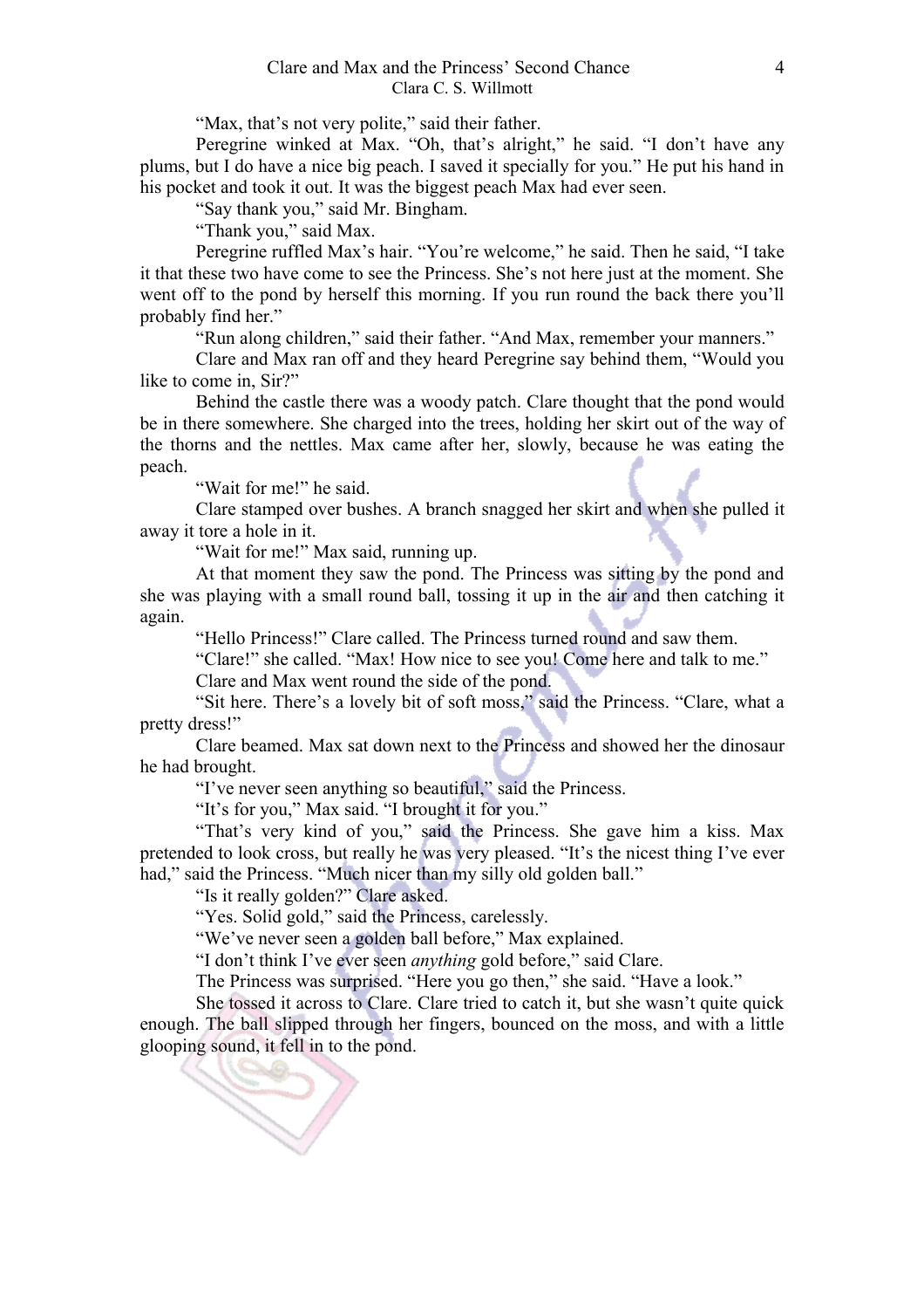"Max, that's not very polite," said their father.

Peregrine winked at Max. "Oh, that's alright," he said. "I don't have any plums, but I do have a nice big peach. I saved it specially for you." He put his hand in his pocket and took it out. It was the biggest peach Max had ever seen.

"Say thank you," said Mr. Bingham.

"Thank you," said Max.

Peregrine ruffled Max's hair. "You're welcome," he said. Then he said, "I take it that these two have come to see the Princess. She's not here just at the moment. She went off to the pond by herself this morning. If you run round the back there you'll probably find her."

"Run along children," said their father. "And Max, remember your manners."

Clare and Max ran off and they heard Peregrine say behind them, "Would you like to come in, Sir?"

Behind the castle there was a woody patch. Clare thought that the pond would be in there somewhere. She charged into the trees, holding her skirt out of the way of the thorns and the nettles. Max came after her, slowly, because he was eating the peach.

"Wait for me!" he said.

Clare stamped over bushes. A branch snagged her skirt and when she pulled it away it tore a hole in it.

"Wait for me!" Max said, running up.

At that moment they saw the pond. The Princess was sitting by the pond and she was playing with a small round ball, tossing it up in the air and then catching it again.

"Hello Princess!" Clare called. The Princess turned round and saw them.

"Clare!" she called. "Max! How nice to see you! Come here and talk to me."

Clare and Max went round the side of the pond.

"Sit here. There's a lovely bit of soft moss," said the Princess. "Clare, what a pretty dress!"

Clare beamed. Max sat down next to the Princess and showed her the dinosaur he had brought.

"I've never seen anything so beautiful," said the Princess.

"It's for you," Max said. "I brought it for you."

"That's very kind of you," said the Princess. She gave him a kiss. Max pretended to look cross, but really he was very pleased. "It's the nicest thing I've ever had," said the Princess. "Much nicer than my silly old golden ball."

"Is it really golden?" Clare asked.

"Yes. Solid gold," said the Princess, carelessly.

"We've never seen a golden ball before," Max explained.

"I don't think I've ever seen *anything* gold before," said Clare.

The Princess was surprised. "Here you go then," she said. "Have a look."

She tossed it across to Clare. Clare tried to catch it, but she wasn't quite quick enough. The ball slipped through her fingers, bounced on the moss, and with a little glooping sound, it fell in to the pond.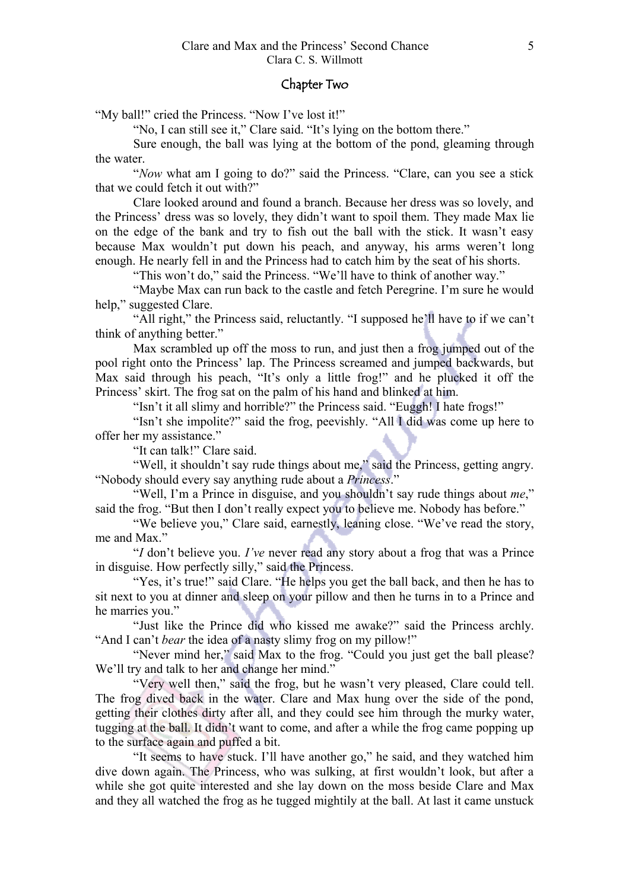## Chapter Two

"My ball!" cried the Princess. "Now I've lost it!"

"No, I can still see it," Clare said. "It's lying on the bottom there."

Sure enough, the ball was lying at the bottom of the pond, gleaming through the water.

"*Now* what am I going to do?" said the Princess. "Clare, can you see a stick that we could fetch it out with?"

Clare looked around and found a branch. Because her dress was so lovely, and the Princess' dress was so lovely, they didn't want to spoil them. They made Max lie on the edge of the bank and try to fish out the ball with the stick. It wasn't easy because Max wouldn't put down his peach, and anyway, his arms weren't long enough. He nearly fell in and the Princess had to catch him by the seat of his shorts.

"This won't do," said the Princess. "We'll have to think of another way."

"Maybe Max can run back to the castle and fetch Peregrine. I'm sure he would help," suggested Clare.

"All right," the Princess said, reluctantly. "I supposed he'll have to if we can't think of anything better."

Max scrambled up off the moss to run, and just then a frog jumped out of the pool right onto the Princess' lap. The Princess screamed and jumped backwards, but Max said through his peach, "It's only a little frog!" and he plucked it off the Princess' skirt. The frog sat on the palm of his hand and blinked at him.

"Isn't it all slimy and horrible?" the Princess said. "Euggh! I hate frogs!"

"Isn't she impolite?" said the frog, peevishly. "All I did was come up here to offer her my assistance."

"It can talk!" Clare said.

"Well, it shouldn't say rude things about me," said the Princess, getting angry. "Nobody should every say anything rude about a *Princess*."

"Well, I'm a Prince in disguise, and you shouldn't say rude things about *me*," said the frog. "But then I don't really expect you to believe me. Nobody has before."

"We believe you," Clare said, earnestly, leaning close. "We've read the story, me and Max."

"*I* don't believe you. *I've* never read any story about a frog that was a Prince in disguise. How perfectly silly," said the Princess.

"Yes, it's true!" said Clare. "He helps you get the ball back, and then he has to sit next to you at dinner and sleep on your pillow and then he turns in to a Prince and he marries you."

"Just like the Prince did who kissed me awake?" said the Princess archly. "And I can't *bear* the idea of a nasty slimy frog on my pillow!"

"Never mind her," said Max to the frog. "Could you just get the ball please? We'll try and talk to her and change her mind."

"Very well then," said the frog, but he wasn't very pleased, Clare could tell. The frog dived back in the water. Clare and Max hung over the side of the pond, getting their clothes dirty after all, and they could see him through the murky water, tugging at the ball. It didn't want to come, and after a while the frog came popping up to the surface again and puffed a bit.

"It seems to have stuck. I'll have another go," he said, and they watched him dive down again. The Princess, who was sulking, at first wouldn't look, but after a while she got quite interested and she lay down on the moss beside Clare and Max and they all watched the frog as he tugged mightily at the ball. At last it came unstuck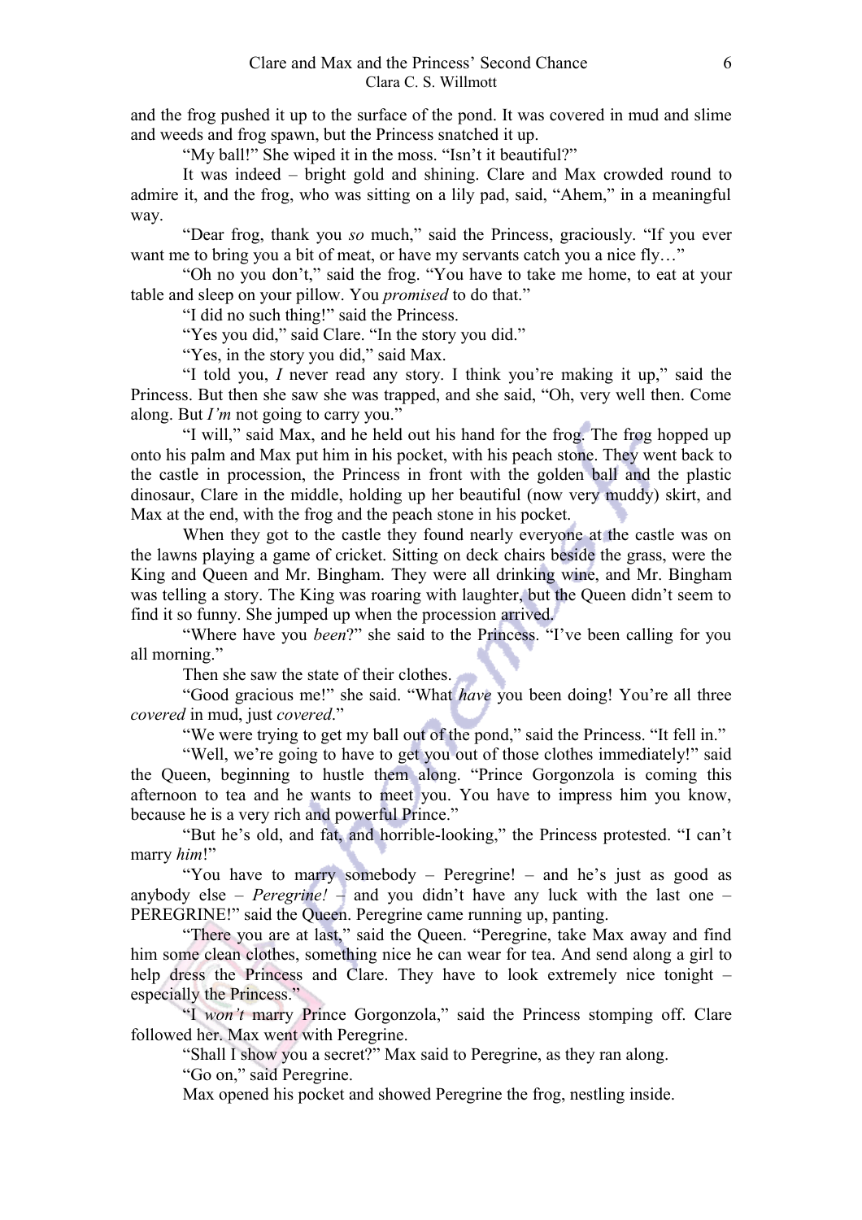and the frog pushed it up to the surface of the pond. It was covered in mud and slime and weeds and frog spawn, but the Princess snatched it up.

"My ball!" She wiped it in the moss. "Isn't it beautiful?"

It was indeed – bright gold and shining. Clare and Max crowded round to admire it, and the frog, who was sitting on a lily pad, said, "Ahem," in a meaningful way.

"Dear frog, thank you *so* much," said the Princess, graciously. "If you ever want me to bring you a bit of meat, or have my servants catch you a nice fly…"

"Oh no you don't," said the frog. "You have to take me home, to eat at your table and sleep on your pillow. You *promised* to do that."

"I did no such thing!" said the Princess.

"Yes you did," said Clare. "In the story you did."

"Yes, in the story you did," said Max.

"I told you, *I* never read any story. I think you're making it up," said the Princess. But then she saw she was trapped, and she said, "Oh, very well then. Come along. But *I'm* not going to carry you."

"I will," said Max, and he held out his hand for the frog. The frog hopped up onto his palm and Max put him in his pocket, with his peach stone. They went back to the castle in procession, the Princess in front with the golden ball and the plastic dinosaur, Clare in the middle, holding up her beautiful (now very muddy) skirt, and Max at the end, with the frog and the peach stone in his pocket.

When they got to the castle they found nearly everyone at the castle was on the lawns playing a game of cricket. Sitting on deck chairs beside the grass, were the King and Queen and Mr. Bingham. They were all drinking wine, and Mr. Bingham was telling a story. The King was roaring with laughter, but the Queen didn't seem to find it so funny. She jumped up when the procession arrived.

"Where have you *been*?" she said to the Princess. "I've been calling for you all morning."

Then she saw the state of their clothes.

"Good gracious me!" she said. "What *have* you been doing! You're all three *covered* in mud, just *covered*."

"We were trying to get my ball out of the pond," said the Princess. "It fell in."

"Well, we're going to have to get you out of those clothes immediately!" said the Queen, beginning to hustle them along. "Prince Gorgonzola is coming this afternoon to tea and he wants to meet you. You have to impress him you know, because he is a very rich and powerful Prince."

"But he's old, and fat, and horrible-looking," the Princess protested. "I can't marry *him*!"

"You have to marry somebody – Peregrine! – and he's just as good as anybody else – *Peregrine!* – and you didn't have any luck with the last one – PEREGRINE!" said the Queen. Peregrine came running up, panting.

"There you are at last," said the Queen. "Peregrine, take Max away and find him some clean clothes, something nice he can wear for tea. And send along a girl to help dress the Princess and Clare. They have to look extremely nice tonight – especially the Princess."

"I *won't* marry Prince Gorgonzola," said the Princess stomping off. Clare followed her. Max went with Peregrine.

"Shall I show you a secret?" Max said to Peregrine, as they ran along.

"Go on," said Peregrine.

Max opened his pocket and showed Peregrine the frog, nestling inside.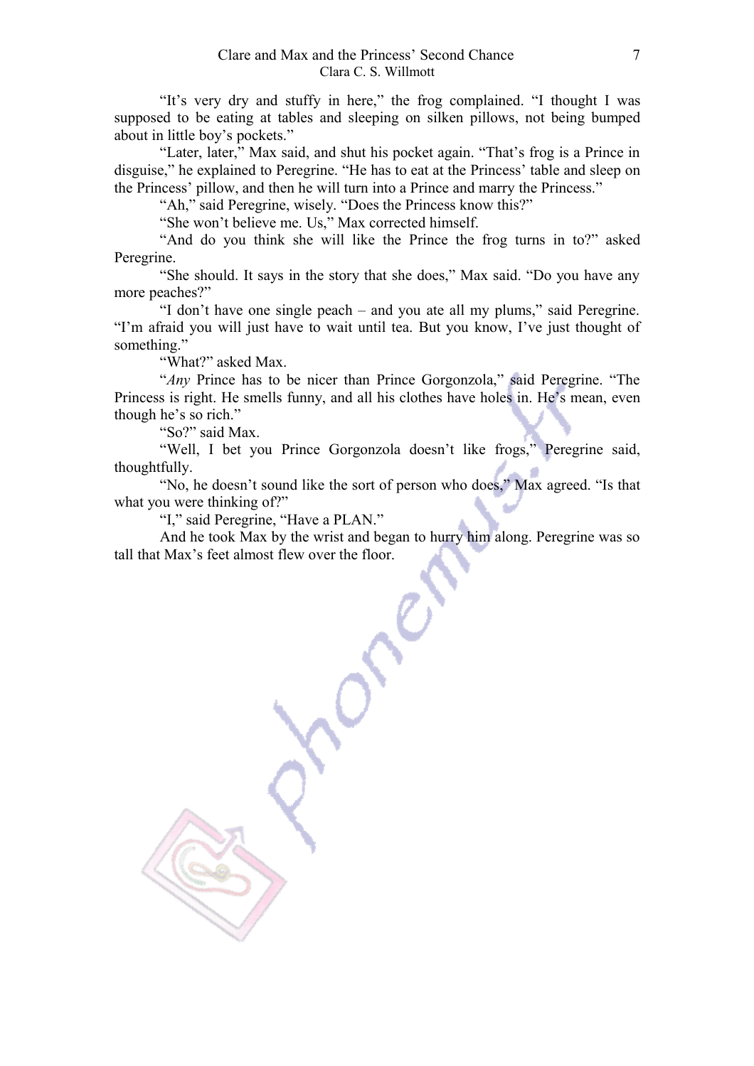"It's very dry and stuffy in here," the frog complained. "I thought I was supposed to be eating at tables and sleeping on silken pillows, not being bumped about in little boy's pockets."

"Later, later," Max said, and shut his pocket again. "That's frog is a Prince in disguise," he explained to Peregrine. "He has to eat at the Princess' table and sleep on the Princess' pillow, and then he will turn into a Prince and marry the Princess."

"Ah," said Peregrine, wisely. "Does the Princess know this?"

"She won't believe me. Us," Max corrected himself.

"And do you think she will like the Prince the frog turns in to?" asked Peregrine.

"She should. It says in the story that she does," Max said. "Do you have any more peaches?"

"I don't have one single peach – and you ate all my plums," said Peregrine. "I'm afraid you will just have to wait until tea. But you know, I've just thought of something."

"What?" asked Max.

"*Any* Prince has to be nicer than Prince Gorgonzola," said Peregrine. "The Princess is right. He smells funny, and all his clothes have holes in. He's mean, even though he's so rich."

"So?" said Max.

"Well, I bet you Prince Gorgonzola doesn't like frogs," Peregrine said, thoughtfully.

"No, he doesn't sound like the sort of person who does," Max agreed. "Is that what you were thinking of?"

"I," said Peregrine, "Have a PLAN."

And he took Max by the wrist and began to hurry him along. Peregrine was so tall that Max's feet almost flew over the floor.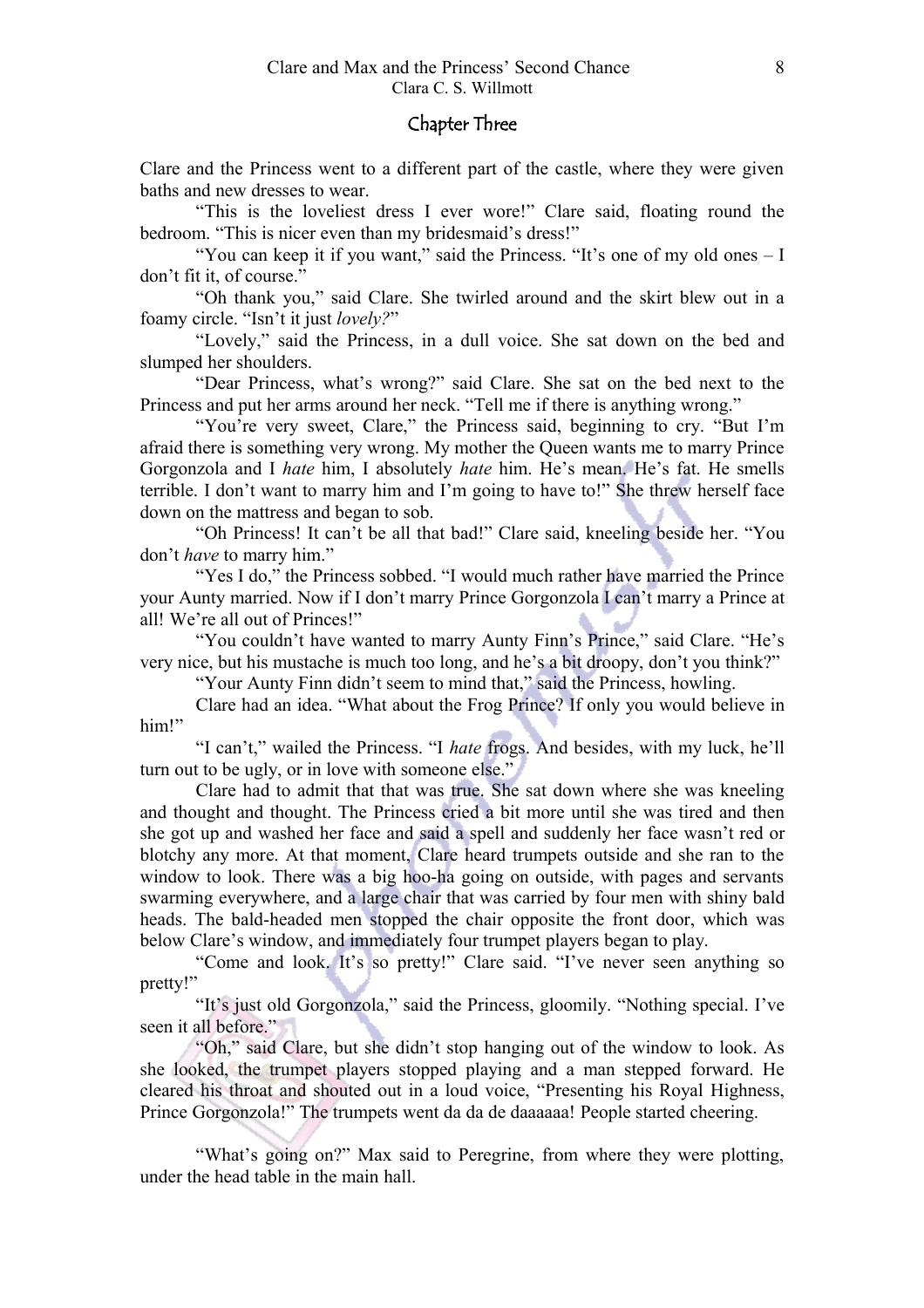## Chapter Three

Clare and the Princess went to a different part of the castle, where they were given baths and new dresses to wear.

"This is the loveliest dress I ever wore!" Clare said, floating round the bedroom. "This is nicer even than my bridesmaid's dress!"

"You can keep it if you want," said the Princess. "It's one of my old ones – I don't fit it, of course."

"Oh thank you," said Clare. She twirled around and the skirt blew out in a foamy circle. "Isn't it just *lovely?*"

"Lovely," said the Princess, in a dull voice. She sat down on the bed and slumped her shoulders.

"Dear Princess, what's wrong?" said Clare. She sat on the bed next to the Princess and put her arms around her neck. "Tell me if there is anything wrong."

"You're very sweet, Clare," the Princess said, beginning to cry. "But I'm afraid there is something very wrong. My mother the Queen wants me to marry Prince Gorgonzola and I *hate* him, I absolutely *hate* him. He's mean. He's fat. He smells terrible. I don't want to marry him and I'm going to have to!" She threw herself face down on the mattress and began to sob.

"Oh Princess! It can't be all that bad!" Clare said, kneeling beside her. "You don't *have* to marry him."

"Yes I do," the Princess sobbed. "I would much rather have married the Prince your Aunty married. Now if I don't marry Prince Gorgonzola I can't marry a Prince at all! We're all out of Princes!"

"You couldn't have wanted to marry Aunty Finn's Prince," said Clare. "He's very nice, but his mustache is much too long, and he's a bit droopy, don't you think?"

"Your Aunty Finn didn't seem to mind that," said the Princess, howling.

Clare had an idea. "What about the Frog Prince? If only you would believe in him!"

"I can't," wailed the Princess. "I *hate* frogs. And besides, with my luck, he'll turn out to be ugly, or in love with someone else."

Clare had to admit that that was true. She sat down where she was kneeling and thought and thought. The Princess cried a bit more until she was tired and then she got up and washed her face and said a spell and suddenly her face wasn't red or blotchy any more. At that moment, Clare heard trumpets outside and she ran to the window to look. There was a big hoo-ha going on outside, with pages and servants swarming everywhere, and a large chair that was carried by four men with shiny bald heads. The bald-headed men stopped the chair opposite the front door, which was below Clare's window, and immediately four trumpet players began to play.

"Come and look. It's so pretty!" Clare said. "I've never seen anything so pretty!"

"It's just old Gorgonzola," said the Princess, gloomily. "Nothing special. I've seen it all before."

"Oh," said Clare, but she didn't stop hanging out of the window to look. As she looked, the trumpet players stopped playing and a man stepped forward. He cleared his throat and shouted out in a loud voice, "Presenting his Royal Highness, Prince Gorgonzola!" The trumpets went da da de daaaaaa! People started cheering.

"What's going on?" Max said to Peregrine, from where they were plotting, under the head table in the main hall.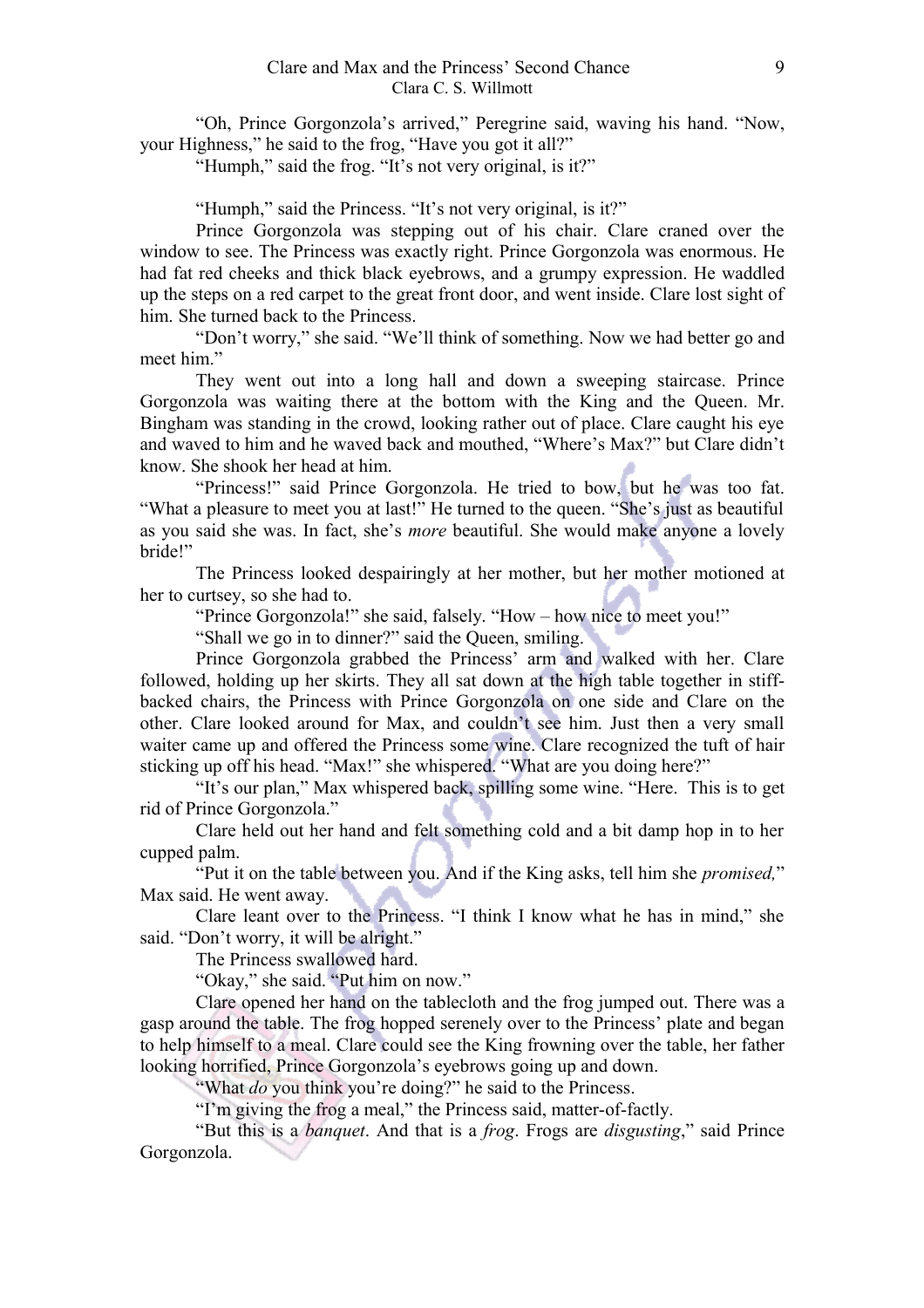"Oh, Prince Gorgonzola's arrived," Peregrine said, waving his hand. "Now, your Highness," he said to the frog, "Have you got it all?"

"Humph," said the frog. "It's not very original, is it?"

"Humph," said the Princess. "It's not very original, is it?"

Prince Gorgonzola was stepping out of his chair. Clare craned over the window to see. The Princess was exactly right. Prince Gorgonzola was enormous. He had fat red cheeks and thick black eyebrows, and a grumpy expression. He waddled up the steps on a red carpet to the great front door, and went inside. Clare lost sight of him. She turned back to the Princess.

"Don't worry," she said. "We'll think of something. Now we had better go and meet him."

They went out into a long hall and down a sweeping staircase. Prince Gorgonzola was waiting there at the bottom with the King and the Queen. Mr. Bingham was standing in the crowd, looking rather out of place. Clare caught his eye and waved to him and he waved back and mouthed, "Where's Max?" but Clare didn't know. She shook her head at him.

"Princess!" said Prince Gorgonzola. He tried to bow, but he was too fat. "What a pleasure to meet you at last!" He turned to the queen. "She's just as beautiful as you said she was. In fact, she's *more* beautiful. She would make anyone a lovely bride!"

The Princess looked despairingly at her mother, but her mother motioned at her to curtsey, so she had to.

"Prince Gorgonzola!" she said, falsely. "How – how nice to meet you!"

"Shall we go in to dinner?" said the Queen, smiling.

Prince Gorgonzola grabbed the Princess' arm and walked with her. Clare followed, holding up her skirts. They all sat down at the high table together in stiff-backed chairs, the Princess with Prince Gorgonzola on one side and Clare on the other. Clare looked around for Max, and couldn't see him. Just then a very small waiter came up and offered the Princess some wine. Clare recognized the tuft of hair sticking up off his head. "Max!" she whispered. "What are you doing here?"

"It's our plan," Max whispered back, spilling some wine. "Here. This is to get rid of Prince Gorgonzola."

Clare held out her hand and felt something cold and a bit damp hop in to her cupped palm.

"Put it on the table between you. And if the King asks, tell him she *promised,*" Max said. He went away.

Clare leant over to the Princess. "I think I know what he has in mind," she said. "Don't worry, it will be alright."

The Princess swallowed hard.

"Okay," she said. "Put him on now."

Clare opened her hand on the tablecloth and the frog jumped out. There was a gasp around the table. The frog hopped serenely over to the Princess' plate and began to help himself to a meal. Clare could see the King frowning over the table, her father looking horrified, Prince Gorgonzola's eyebrows going up and down.

"What *do* you think you're doing?" he said to the Princess.

"I'm giving the frog a meal," the Princess said, matter-of-factly.

"But this is a *banquet*. And that is a *frog*. Frogs are *disgusting*," said Prince Gorgonzola.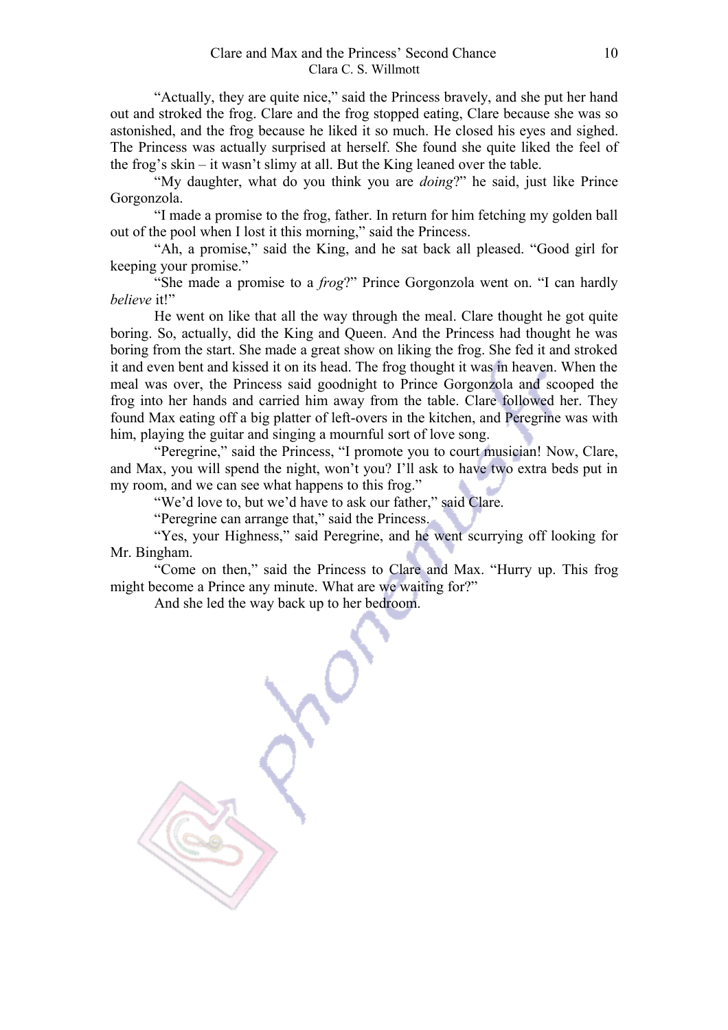"Actually, they are quite nice," said the Princess bravely, and she put her hand out and stroked the frog. Clare and the frog stopped eating, Clare because she was so astonished, and the frog because he liked it so much. He closed his eyes and sighed. The Princess was actually surprised at herself. She found she quite liked the feel of the frog's skin – it wasn't slimy at all. But the King leaned over the table.

"My daughter, what do you think you are *doing*?" he said, just like Prince Gorgonzola.

"I made a promise to the frog, father. In return for him fetching my golden ball out of the pool when I lost it this morning," said the Princess.

"Ah, a promise," said the King, and he sat back all pleased. "Good girl for keeping your promise."

"She made a promise to a *frog*?" Prince Gorgonzola went on. "I can hardly *believe* it!"

He went on like that all the way through the meal. Clare thought he got quite boring. So, actually, did the King and Queen. And the Princess had thought he was boring from the start. She made a great show on liking the frog. She fed it and stroked it and even bent and kissed it on its head. The frog thought it was in heaven. When the meal was over, the Princess said goodnight to Prince Gorgonzola and scooped the frog into her hands and carried him away from the table. Clare followed her. They found Max eating off a big platter of left-overs in the kitchen, and Peregrine was with him, playing the guitar and singing a mournful sort of love song.

"Peregrine," said the Princess, "I promote you to court musician! Now, Clare, and Max, you will spend the night, won't you? I'll ask to have two extra beds put in my room, and we can see what happens to this frog."

"We'd love to, but we'd have to ask our father," said Clare.

"Peregrine can arrange that," said the Princess.

"Yes, your Highness," said Peregrine, and he went scurrying off looking for Mr. Bingham.

"Come on then," said the Princess to Clare and Max. "Hurry up. This frog might become a Prince any minute. What are we waiting for?"

And she led the way back up to her bedroom.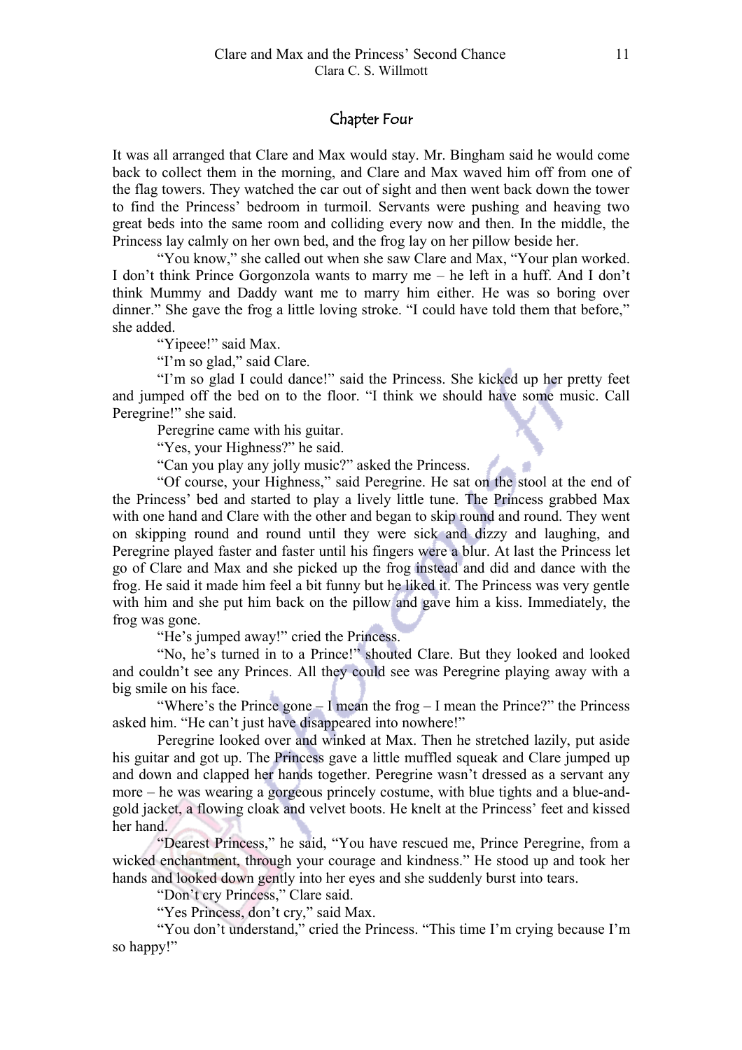## Chapter Four

It was all arranged that Clare and Max would stay. Mr. Bingham said he would come back to collect them in the morning, and Clare and Max waved him off from one of the flag towers. They watched the car out of sight and then went back down the tower to find the Princess' bedroom in turmoil. Servants were pushing and heaving two great beds into the same room and colliding every now and then. In the middle, the Princess lay calmly on her own bed, and the frog lay on her pillow beside her.

"You know," she called out when she saw Clare and Max, "Your plan worked. I don't think Prince Gorgonzola wants to marry me – he left in a huff. And I don't think Mummy and Daddy want me to marry him either. He was so boring over dinner." She gave the frog a little loving stroke. "I could have told them that before," she added.

"Yipeee!" said Max.

"I'm so glad," said Clare.

"I'm so glad I could dance!" said the Princess. She kicked up her pretty feet and jumped off the bed on to the floor. "I think we should have some music. Call Peregrine!" she said.

Peregrine came with his guitar.

"Yes, your Highness?" he said.

"Can you play any jolly music?" asked the Princess.

"Of course, your Highness," said Peregrine. He sat on the stool at the end of the Princess' bed and started to play a lively little tune. The Princess grabbed Max with one hand and Clare with the other and began to skip round and round. They went on skipping round and round until they were sick and dizzy and laughing, and Peregrine played faster and faster until his fingers were a blur. At last the Princess let go of Clare and Max and she picked up the frog instead and did and dance with the frog. He said it made him feel a bit funny but he liked it. The Princess was very gentle with him and she put him back on the pillow and gave him a kiss. Immediately, the frog was gone.

"He's jumped away!" cried the Princess.

"No, he's turned in to a Prince!" shouted Clare. But they looked and looked and couldn't see any Princes. All they could see was Peregrine playing away with a big smile on his face.

"Where's the Prince gone – I mean the frog – I mean the Prince?" the Princess asked him. "He can't just have disappeared into nowhere!"

Peregrine looked over and winked at Max. Then he stretched lazily, put aside his guitar and got up. The Princess gave a little muffled squeak and Clare jumped up and down and clapped her hands together. Peregrine wasn't dressed as a servant any more – he was wearing a gorgeous princely costume, with blue tights and a blue-and-gold jacket, a flowing cloak and velvet boots. He knelt at the Princess' feet and kissed her hand.

"Dearest Princess," he said, "You have rescued me, Prince Peregrine, from a wicked enchantment, through your courage and kindness." He stood up and took her hands and looked down gently into her eyes and she suddenly burst into tears.

"Don't cry Princess," Clare said.

"Yes Princess, don't cry," said Max.

"You don't understand," cried the Princess. "This time I'm crying because I'm so happy!"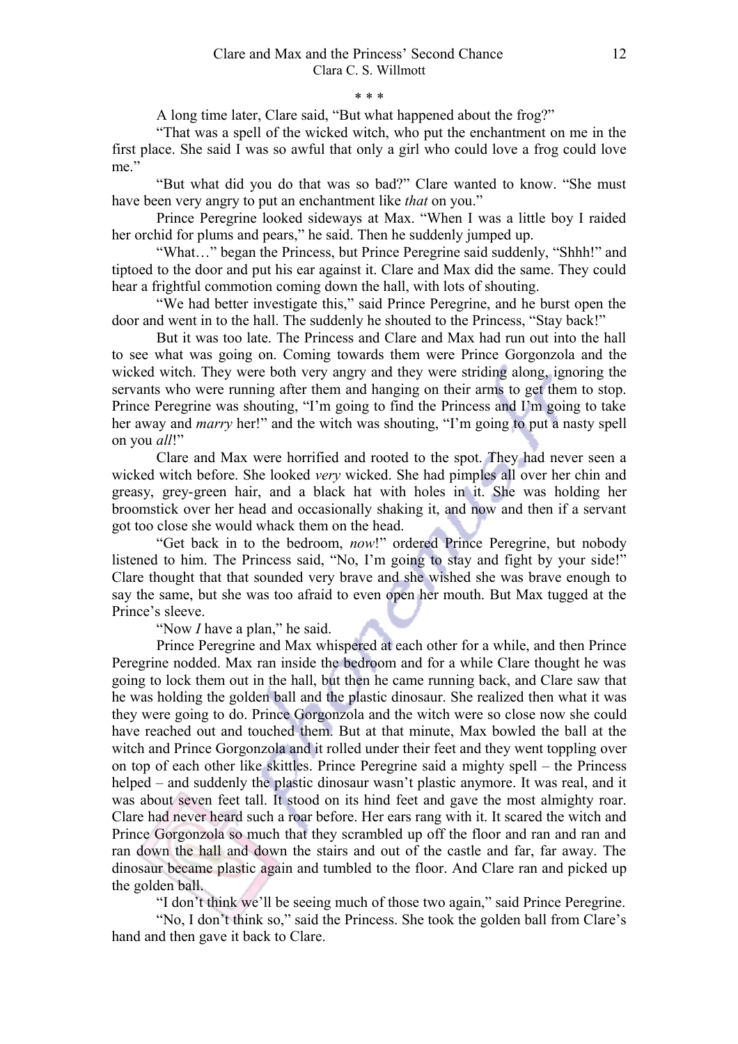\* \* \*

A long time later, Clare said, "But what happened about the frog?"

"That was a spell of the wicked witch, who put the enchantment on me in the first place. She said I was so awful that only a girl who could love a frog could love me."

"But what did you do that was so bad?" Clare wanted to know. "She must have been very angry to put an enchantment like *that* on you."

Prince Peregrine looked sideways at Max. "When I was a little boy I raided her orchid for plums and pears," he said. Then he suddenly jumped up.

"What…" began the Princess, but Prince Peregrine said suddenly, "Shhh!" and tiptoed to the door and put his ear against it. Clare and Max did the same. They could hear a frightful commotion coming down the hall, with lots of shouting.

"We had better investigate this," said Prince Peregrine, and he burst open the door and went in to the hall. The suddenly he shouted to the Princess, "Stay back!"

But it was too late. The Princess and Clare and Max had run out into the hall to see what was going on. Coming towards them were Prince Gorgonzola and the wicked witch. They were both very angry and they were striding along, ignoring the servants who were running after them and hanging on their arms to get them to stop. Prince Peregrine was shouting, "I'm going to find the Princess and I'm going to take her away and *marry* her!" and the witch was shouting, "I'm going to put a nasty spell on you *all*!"

Clare and Max were horrified and rooted to the spot. They had never seen a wicked witch before. She looked *very* wicked. She had pimples all over her chin and greasy, grey-green hair, and a black hat with holes in it. She was holding her broomstick over her head and occasionally shaking it, and now and then if a servant got too close she would whack them on the head.

"Get back in to the bedroom, *now*!" ordered Prince Peregrine, but nobody listened to him. The Princess said, "No, I'm going to stay and fight by your side!" Clare thought that that sounded very brave and she wished she was brave enough to say the same, but she was too afraid to even open her mouth. But Max tugged at the Prince's sleeve.

"Now *I* have a plan," he said.

Prince Peregrine and Max whispered at each other for a while, and then Prince Peregrine nodded. Max ran inside the bedroom and for a while Clare thought he was going to lock them out in the hall, but then he came running back, and Clare saw that he was holding the golden ball and the plastic dinosaur. She realized then what it was they were going to do. Prince Gorgonzola and the witch were so close now she could have reached out and touched them. But at that minute, Max bowled the ball at the witch and Prince Gorgonzola and it rolled under their feet and they went toppling over on top of each other like skittles. Prince Peregrine said a mighty spell – the Princess helped – and suddenly the plastic dinosaur wasn't plastic anymore. It was real, and it was about seven feet tall. It stood on its hind feet and gave the most almighty roar. Clare had never heard such a roar before. Her ears rang with it. It scared the witch and Prince Gorgonzola so much that they scrambled up off the floor and ran and ran and ran down the hall and down the stairs and out of the castle and far, far away. The dinosaur became plastic again and tumbled to the floor. And Clare ran and picked up the golden ball.

"I don't think we'll be seeing much of those two again," said Prince Peregrine.

"No, I don't think so," said the Princess. She took the golden ball from Clare's hand and then gave it back to Clare.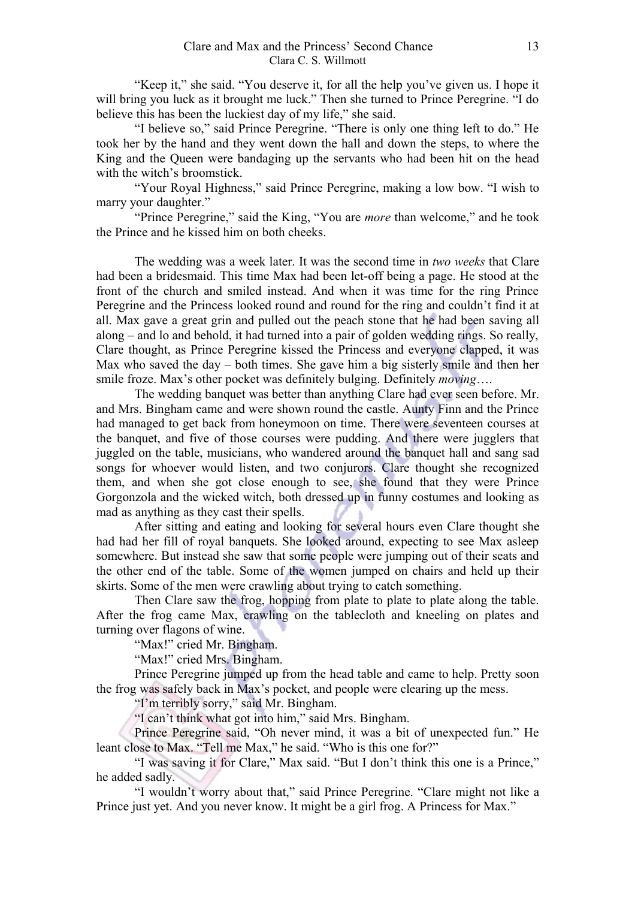"Keep it," she said. "You deserve it, for all the help you've given us. I hope it will bring you luck as it brought me luck." Then she turned to Prince Peregrine. "I do believe this has been the luckiest day of my life," she said.

"I believe so," said Prince Peregrine. "There is only one thing left to do." He took her by the hand and they went down the hall and down the steps, to where the King and the Queen were bandaging up the servants who had been hit on the head with the witch's broomstick.

"Your Royal Highness," said Prince Peregrine, making a low bow. "I wish to marry your daughter."

"Prince Peregrine," said the King, "You are *more* than welcome," and he took the Prince and he kissed him on both cheeks.

The wedding was a week later. It was the second time in *two weeks* that Clare had been a bridesmaid. This time Max had been let-off being a page. He stood at the front of the church and smiled instead. And when it was time for the ring Prince Peregrine and the Princess looked round and round for the ring and couldn't find it at all. Max gave a great grin and pulled out the peach stone that he had been saving all along – and lo and behold, it had turned into a pair of golden wedding rings. So really, Clare thought, as Prince Peregrine kissed the Princess and everyone clapped, it was Max who saved the day – both times. She gave him a big sisterly smile and then her smile froze. Max's other pocket was definitely bulging. Definitely *moving*….

The wedding banquet was better than anything Clare had ever seen before. Mr. and Mrs. Bingham came and were shown round the castle. Aunty Finn and the Prince had managed to get back from honeymoon on time. There were seventeen courses at the banquet, and five of those courses were pudding. And there were jugglers that juggled on the table, musicians, who wandered around the banquet hall and sang sad songs for whoever would listen, and two conjurors. Clare thought she recognized them, and when she got close enough to see, she found that they were Prince Gorgonzola and the wicked witch, both dressed up in funny costumes and looking as mad as anything as they cast their spells.

After sitting and eating and looking for several hours even Clare thought she had had her fill of royal banquets. She looked around, expecting to see Max asleep somewhere. But instead she saw that some people were jumping out of their seats and the other end of the table. Some of the women jumped on chairs and held up their skirts. Some of the men were crawling about trying to catch something.

Then Clare saw the frog, hopping from plate to plate along the table. After the frog came Max, crawling on the tablecloth and kneeling on plates and turning over flagons of wine.

"Max!" cried Mr. Bingham.

"Max!" cried Mrs. Bingham.

Prince Peregrine jumped up from the head table and came to help. Pretty soon the frog was safely back in Max's pocket, and people were clearing up the mess.

"I'm terribly sorry," said Mr. Bingham.

"I can't think what got into him," said Mrs. Bingham.

Prince Peregrine said, "Oh never mind, it was a bit of unexpected fun." He leant close to Max. "Tell me Max," he said. "Who is this one for?"

"I was saving it for Clare," Max said. "But I don't think this one is a Prince," he added sadly.

"I wouldn't worry about that," said Prince Peregrine. "Clare might not like a Prince just yet. And you never know. It might be a girl frog. A Princess for Max."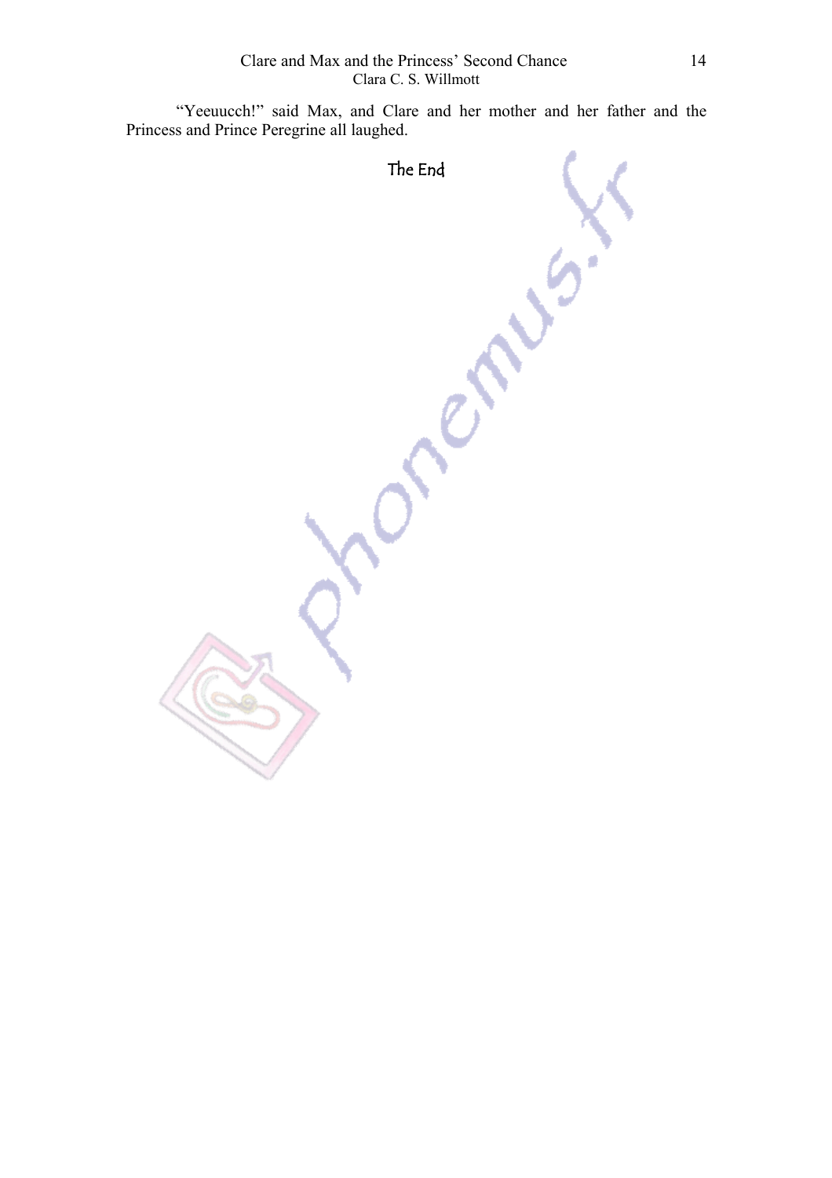"Yeeuucch!" said Max, and Clare and her mother and her father and the Princess and Prince Peregrine all laughed.

The End